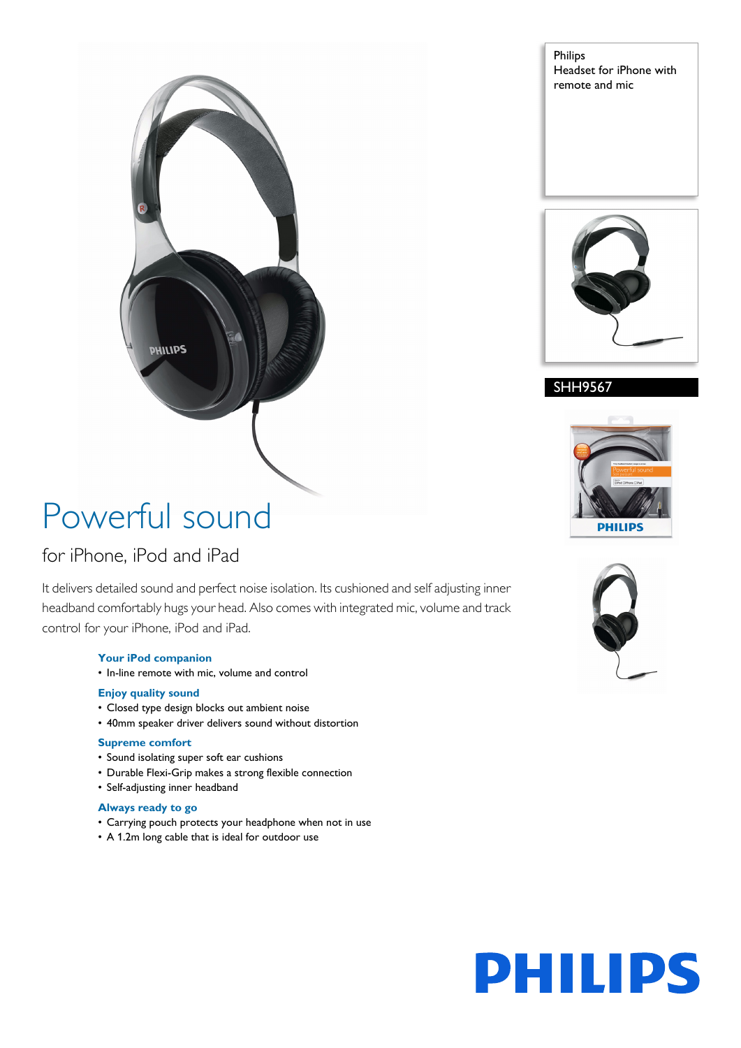Philips
Headset for iPhone with remote and mic

SHH9567

# Powerful sound

## for iPhone, iPod and iPad

It delivers detailed sound and perfect noise isolation. Its cushioned and self adjusting inner headband comfortably hugs your head. Also comes with integrated mic, volume and track control for your iPhone, iPod and iPad.

### Your iPod companion
- In-line remote with mic, volume and control

### Enjoy quality sound
- Closed type design blocks out ambient noise
- 40mm speaker driver delivers sound without distortion

### Supreme comfort
- Sound isolating super soft ear cushions
- Durable Flexi-Grip makes a strong flexible connection
- Self-adjusting inner headband

### Always ready to go
- Carrying pouch protects your headphone when not in use
- A 1.2m long cable that is ideal for outdoor use

PHILIPS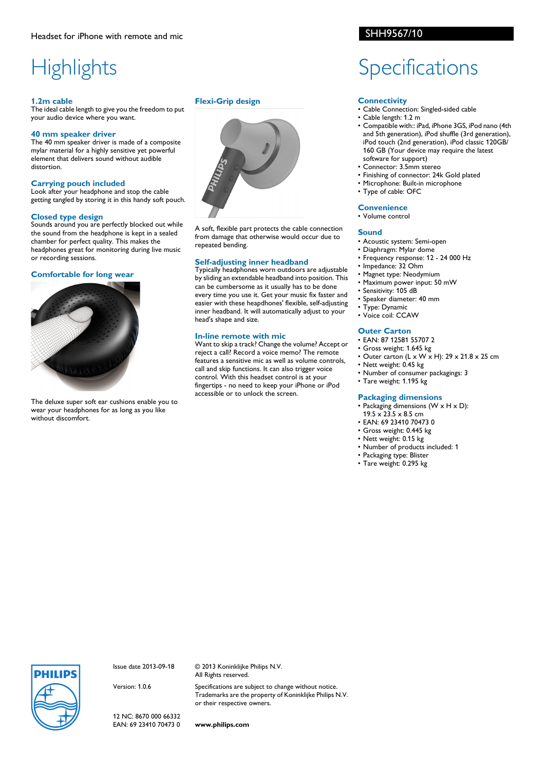Headset for iPhone with remote and mic

SHH9567/10

# Highlights

### 1.2m cable
The ideal cable length to give you the freedom to put your audio device where you want.

### 40 mm speaker driver
The 40 mm speaker driver is made of a composite mylar material for a highly sensitive yet powerful element that delivers sound without audible distortion.

### Carrying pouch included
Look after your headphone and stop the cable getting tangled by storing it in this handy soft pouch.

### Closed type design
Sounds around you are perfectly blocked out while the sound from the headphone is kept in a sealed chamber for perfect quality. This makes the headphones great for monitoring during live music or recording sessions.

### Comfortable for long wear
The deluxe super soft ear cushions enable you to wear your headphones for as long as you like without discomfort.

### Flexi-Grip design
A soft, flexible part protects the cable connection from damage that otherwise would occur due to repeated bending.

### Self-adjusting inner headband
Typically headphones worn outdoors are adjustable by sliding an extendable headband into position. This can be cumbersome as it usually has to be done every time you use it. Get your music fix faster and easier with these heapdhones' flexible, self-adjusting inner headband. It will automatically adjust to your head's shape and size.

### In-line remote with mic
Want to skip a track? Change the volume? Accept or reject a call? Record a voice memo? The remote features a sensitive mic as well as volume controls, call and skip functions. It can also trigger voice control. With this headset control is at your fingertips - no need to keep your iPhone or iPod accessible or to unlock the screen.

# Specifications

### Connectivity
- Cable Connection: Singled-sided cable
- Cable length: 1.2 m
- Compatible with:: iPad, iPhone 3GS, iPod nano (4th and 5th generation), iPod shuffle (3rd generation), iPod touch (2nd generation), iPod classic 120GB/ 160 GB (Your device may require the latest software for support)
- Connector: 3.5mm stereo
- Finishing of connector: 24k Gold plated
- Microphone: Built-in microphone
- Type of cable: OFC

### Convenience
- Volume control

### Sound
- Acoustic system: Semi-open
- Diaphragm: Mylar dome
- Frequency response: 12 - 24 000 Hz
- Impedance: 32 Ohm
- Magnet type: Neodymium
- Maximum power input: 50 mW
- Sensitivity: 105 dB
- Speaker diameter: 40 mm
- Type: Dynamic
- Voice coil: CCAW

### Outer Carton
- EAN: 87 12581 55707 2
- Gross weight: 1.645 kg
- Outer carton (L x W x H): 29 x 21.8 x 25 cm
- Nett weight: 0.45 kg
- Number of consumer packagings: 3
- Tare weight: 1.195 kg

### Packaging dimensions
- Packaging dimensions (W x H x D): 19.5 x 23.5 x 8.5 cm
- EAN: 69 23410 70473 0
- Gross weight: 0.445 kg
- Nett weight: 0.15 kg
- Number of products included: 1
- Packaging type: Blister
- Tare weight: 0.295 kg

Issue date 2013-09-18

Version: 1.0.6

12 NC: 8670 000 66332
EAN: 69 23410 70473 0

© 2013 Koninklijke Philips N.V.
All Rights reserved.

Specifications are subject to change without notice. Trademarks are the property of Koninklijke Philips N.V. or their respective owners.

**www.philips.com**